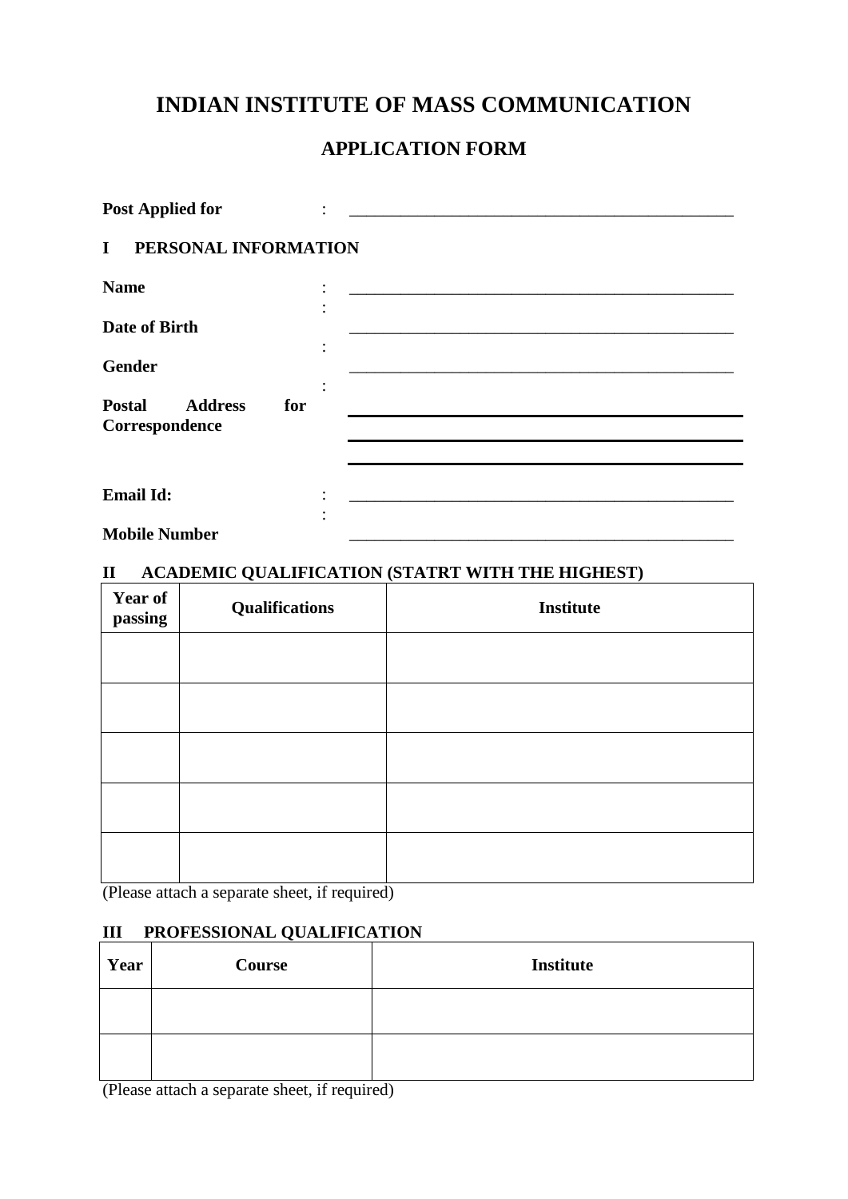# INDIAN INSTITUTE OF MASS COMMUNICATION

## APPLICATION FORM

**Post Applied for** : _______________________________________________

**I PERSONAL INFORMATION**

**Name** : _______________________________________________

**Date of Birth** : _______________________________________________

**Gender** : _______________________________________________

**Postal Address for Correspondence** : _______________________________________________

_______________________________________________

_______________________________________________

**Email Id:** : _______________________________________________

**Mobile Number** : _______________________________________________

**II ACADEMIC QUALIFICATION (STATRT WITH THE HIGHEST)**

| Year of passing | Qualifications | Institute |
|---|---|---|
| | | |
| | | |
| | | |
| | | |
| | | |

(Please attach a separate sheet, if required)

**III PROFESSIONAL QUALIFICATION**

| Year | Course | Institute |
|---|---|---|
| | | |
| | | |

(Please attach a separate sheet, if required)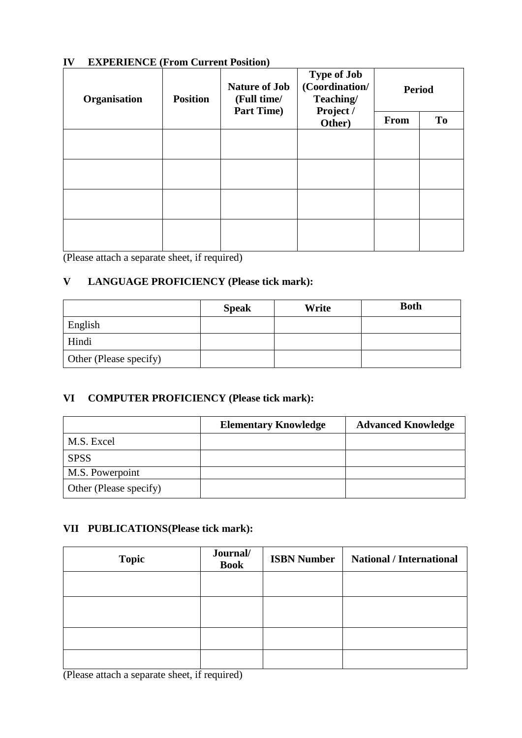## IV EXPERIENCE (From Current Position)

| Organisation | Position | Nature of Job (Full time/ Part Time) | Type of Job (Coordination/ Teaching/ Project / Other) | Period | |
|---|---|---|---|---|---|
| | | | | From | To |
| | | | | | |
| | | | | | |
| | | | | | |
| | | | | | |

(Please attach a separate sheet, if required)

## V LANGUAGE PROFICIENCY (Please tick mark):

| | Speak | Write | Both |
|---|---|---|---|
| English | | | |
| Hindi | | | |
| Other (Please specify) | | | |

## VI COMPUTER PROFICIENCY (Please tick mark):

| | Elementary Knowledge | Advanced Knowledge |
|---|---|---|
| M.S. Excel | | |
| SPSS | | |
| M.S. Powerpoint | | |
| Other (Please specify) | | |

## VII PUBLICATIONS(Please tick mark):

| Topic | Journal/ Book | ISBN Number | National / International |
|---|---|---|---|
| | | | |
| | | | |
| | | | |
| | | | |

(Please attach a separate sheet, if required)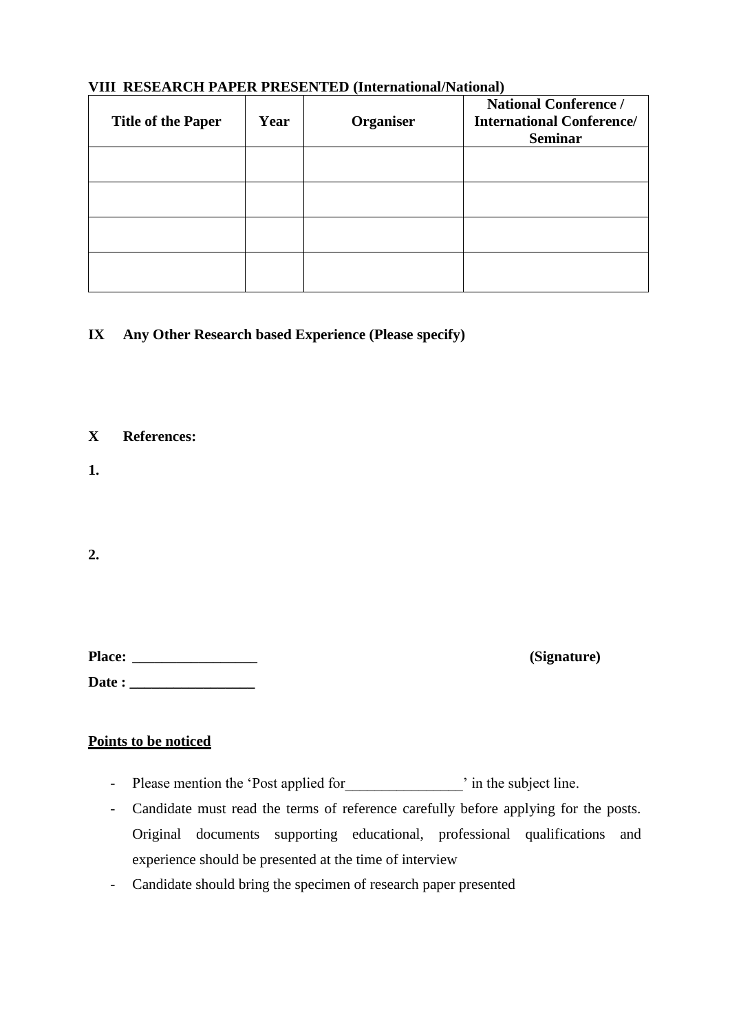**VIII RESEARCH PAPER PRESENTED (International/National)**

| Title of the Paper | Year | Organiser | National Conference / International Conference/ Seminar |
|---|---|---|---|
| | | | |
| | | | |
| | | | |
| | | | |

**IX Any Other Research based Experience (Please specify)**

**X References:**

**1.**

**2.**

**Place: _________________** **(Signature)**

**Date : _________________**

**<u>Points to be noticed</u>**

- Please mention the 'Post applied for________________' in the subject line.
- Candidate must read the terms of reference carefully before applying for the posts. Original documents supporting educational, professional qualifications and experience should be presented at the time of interview
- Candidate should bring the specimen of research paper presented